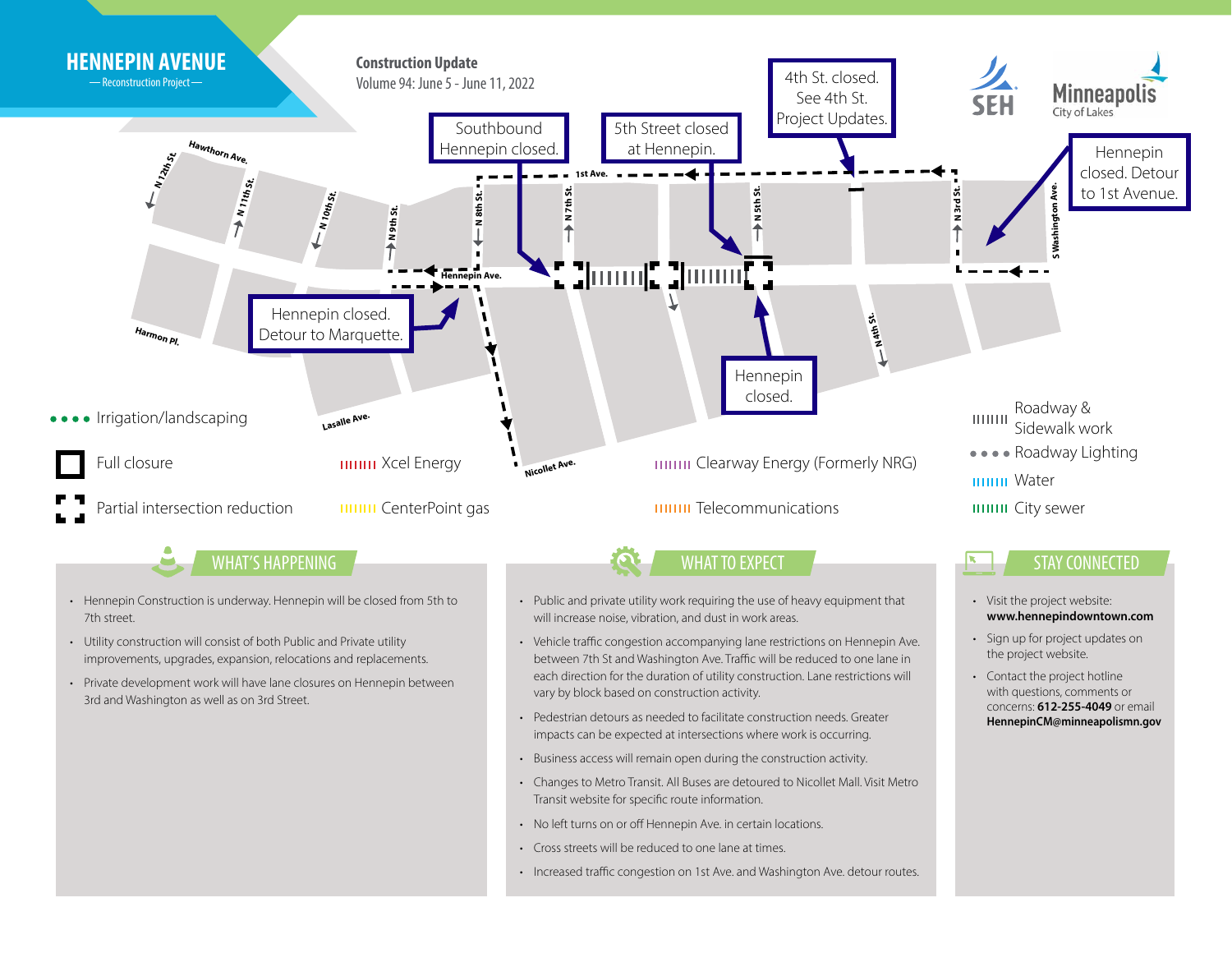# HENNEPIN AVENUE

— Reconstruction Project —

**Construction Update**

Volume 94: June 5 - June 11, 2022

SEH

Minneapolis City of Lakes

Southbound Hennepin closed.

5th Street closed at Hennepin.

4th St. closed. See 4th St. Project Updates.

Hennepin closed. Detour to 1st Avenue.

Hennepin closed. Detour to Marquette.

Hennepin closed.

Hawthorn Ave. · N 12th St. · N 11th St. · N 10th St. · N 9th St. · N 8th St. · N 7th St. · 1st Ave. · N 5th St. · N 3rd St. · S Washington Ave. · Hennepin Ave. · N 4th St. · Harmon Pl. · Lasalle Ave. · Nicollet Ave.

- Irrigation/landscaping
- Full closure
- Partial intersection reduction
- Xcel Energy
- CenterPoint gas
- Clearway Energy (Formerly NRG)
- Telecommunications
- Roadway & Sidewalk work
- Roadway Lighting
- Water
- City sewer

## WHAT'S HAPPENING

- Hennepin Construction is underway. Hennepin will be closed from 5th to 7th street.
- Utility construction will consist of both Public and Private utility improvements, upgrades, expansion, relocations and replacements.
- Private development work will have lane closures on Hennepin between 3rd and Washington as well as on 3rd Street.

## WHAT TO EXPECT

- Public and private utility work requiring the use of heavy equipment that will increase noise, vibration, and dust in work areas.
- Vehicle traffic congestion accompanying lane restrictions on Hennepin Ave. between 7th St and Washington Ave. Traffic will be reduced to one lane in each direction for the duration of utility construction. Lane restrictions will vary by block based on construction activity.
- Pedestrian detours as needed to facilitate construction needs. Greater impacts can be expected at intersections where work is occurring.
- Business access will remain open during the construction activity.
- Changes to Metro Transit. All Buses are detoured to Nicollet Mall. Visit Metro Transit website for specific route information.
- No left turns on or off Hennepin Ave. in certain locations.
- Cross streets will be reduced to one lane at times.
- Increased traffic congestion on 1st Ave. and Washington Ave. detour routes.

## STAY CONNECTED

- Visit the project website: **www.hennepindowntown.com**
- Sign up for project updates on the project website.
- Contact the project hotline with questions, comments or concerns: **612-255-4049** or email **HennepinCM@minneapolismn.gov**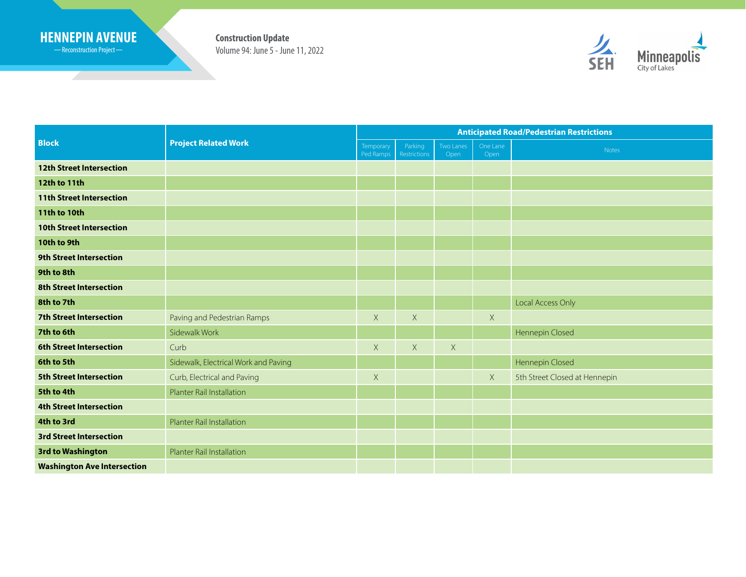# HENNEPIN AVENUE

— Reconstruction Project —

**Construction Update**

Volume 94: June 5 - June 11, 2022

SEH

Minneapolis City of Lakes

| Block | Project Related Work | Anticipated Road/Pedestrian Restrictions | | | | |
|---|---|---|---|---|---|---|
| | | Temporary Ped Ramps | Parking Restrictions | Two Lanes Open | One Lane Open | Notes |
| **12th Street Intersection** | | | | | | |
| **12th to 11th** | | | | | | |
| **11th Street Intersection** | | | | | | |
| **11th to 10th** | | | | | | |
| **10th Street Intersection** | | | | | | |
| **10th to 9th** | | | | | | |
| **9th Street Intersection** | | | | | | |
| **9th to 8th** | | | | | | |
| **8th Street Intersection** | | | | | | |
| **8th to 7th** | | | | | | Local Access Only |
| **7th Street Intersection** | Paving and Pedestrian Ramps | X | X | | X | |
| **7th to 6th** | Sidewalk Work | | | | | Hennepin Closed |
| **6th Street Intersection** | Curb | X | X | X | | |
| **6th to 5th** | Sidewalk, Electrical Work and Paving | | | | | Hennepin Closed |
| **5th Street Intersection** | Curb, Electrical and Paving | X | | | X | 5th Street Closed at Hennepin |
| **5th to 4th** | Planter Rail Installation | | | | | |
| **4th Street Intersection** | | | | | | |
| **4th to 3rd** | Planter Rail Installation | | | | | |
| **3rd Street Intersection** | | | | | | |
| **3rd to Washington** | Planter Rail Installation | | | | | |
| **Washington Ave Intersection** | | | | | | |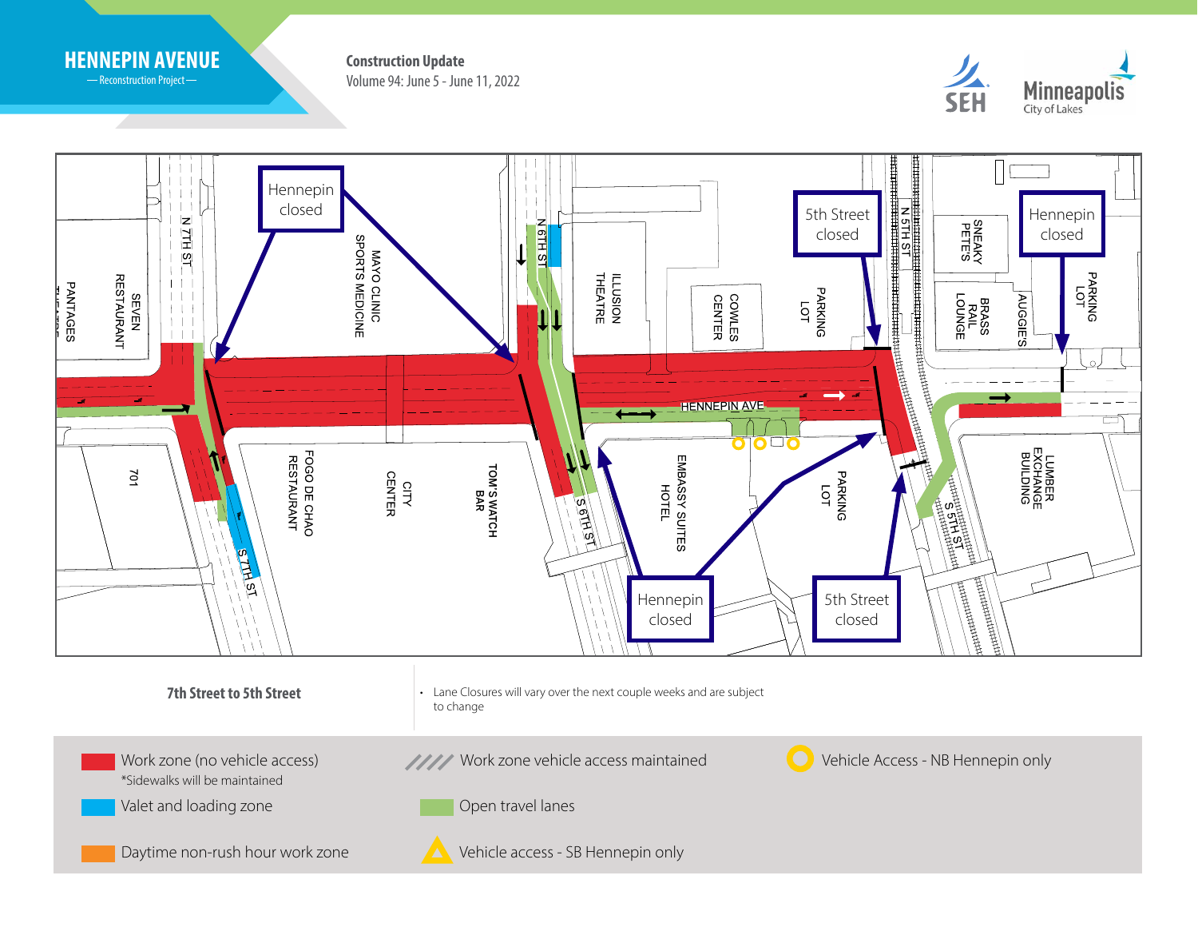# HENNEPIN AVENUE

— Reconstruction Project —

**Construction Update**

Volume 94: June 5 - June 11, 2022

SEH

Minneapolis City of Lakes

Hennepin closed

5th Street closed

Hennepin closed

Hennepin closed

5th Street closed

N 7TH ST

PANTAGES THEATRE

SEVEN RESTAURANT

MAYO CLINIC SPORTS MEDICINE

N 6TH ST

ILLUSION THEATRE

COWLES CENTER

PARKING LOT

N 5TH ST

SNEAKY PETE'S

BRASS RAIL LOUNGE

AUGGIE'S

PARKING LOT

HENNEPIN AVE

701

FOGO DE CHAO RESTAURANT

CITY CENTER

TOM'S WATCH BAR

S 7TH ST

S 6TH ST

EMBASSY SUITES HOTEL

PARKING LOT

S 5TH ST

LUMBER EXCHANGE BUILDING

**7th Street to 5th Street**

- Lane Closures will vary over the next couple weeks and are subject to change

Work zone (no vehicle access)
*Sidewalks will be maintained

Valet and loading zone

Daytime non-rush hour work zone

Work zone vehicle access maintained

Open travel lanes

Vehicle access - SB Hennepin only

Vehicle Access - NB Hennepin only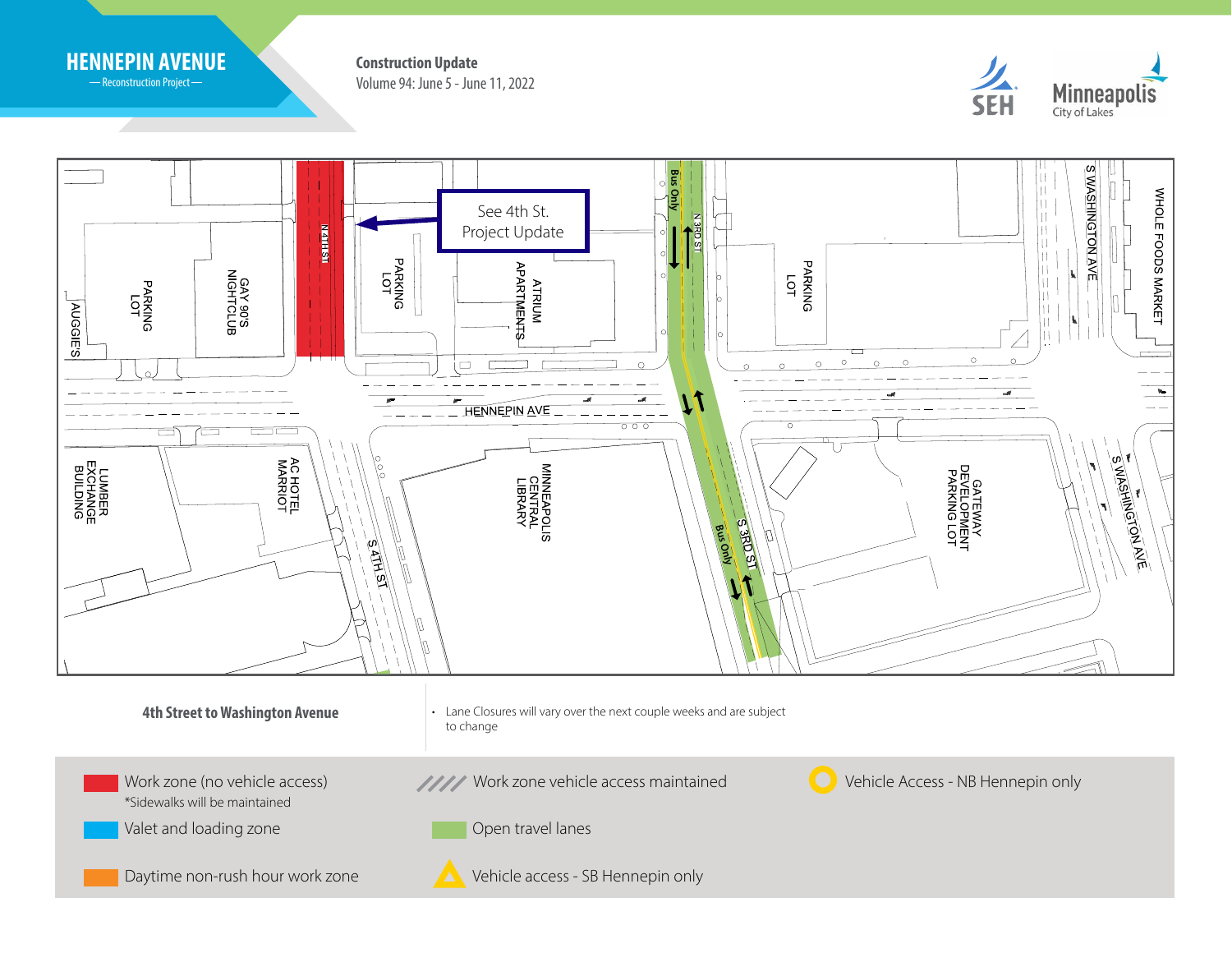**HENNEPIN AVENUE**
— Reconstruction Project —

**Construction Update**
Volume 94: June 5 - June 11, 2022

SEH

Minneapolis
City of Lakes

See 4th St. Project Update

N 4TH ST
N 3RD ST
Bus Only
HENNEPIN AVE
S 4TH ST
S 3RD ST
Bus Only
S WASHINGTON AVE
S WASHINGTON AVE
AUGGIE'S
PARKING LOT
GAY 90'S NIGHTCLUB
PARKING LOT
ATRIUM APARTMENTS
PARKING LOT
WHOLE FOODS MARKET
LUMBER EXCHANGE BUILDING
AC HOTEL MARRIOT
MINNEAPOLIS CENTRAL LIBRARY
GATEWAY DEVELOPMENT PARKING LOT

## 4th Street to Washington Avenue

- Lane Closures will vary over the next couple weeks and are subject to change

Work zone (no vehicle access)
*Sidewalks will be maintained

Work zone vehicle access maintained

Vehicle Access - NB Hennepin only

Valet and loading zone

Open travel lanes

Daytime non-rush hour work zone

Vehicle access - SB Hennepin only